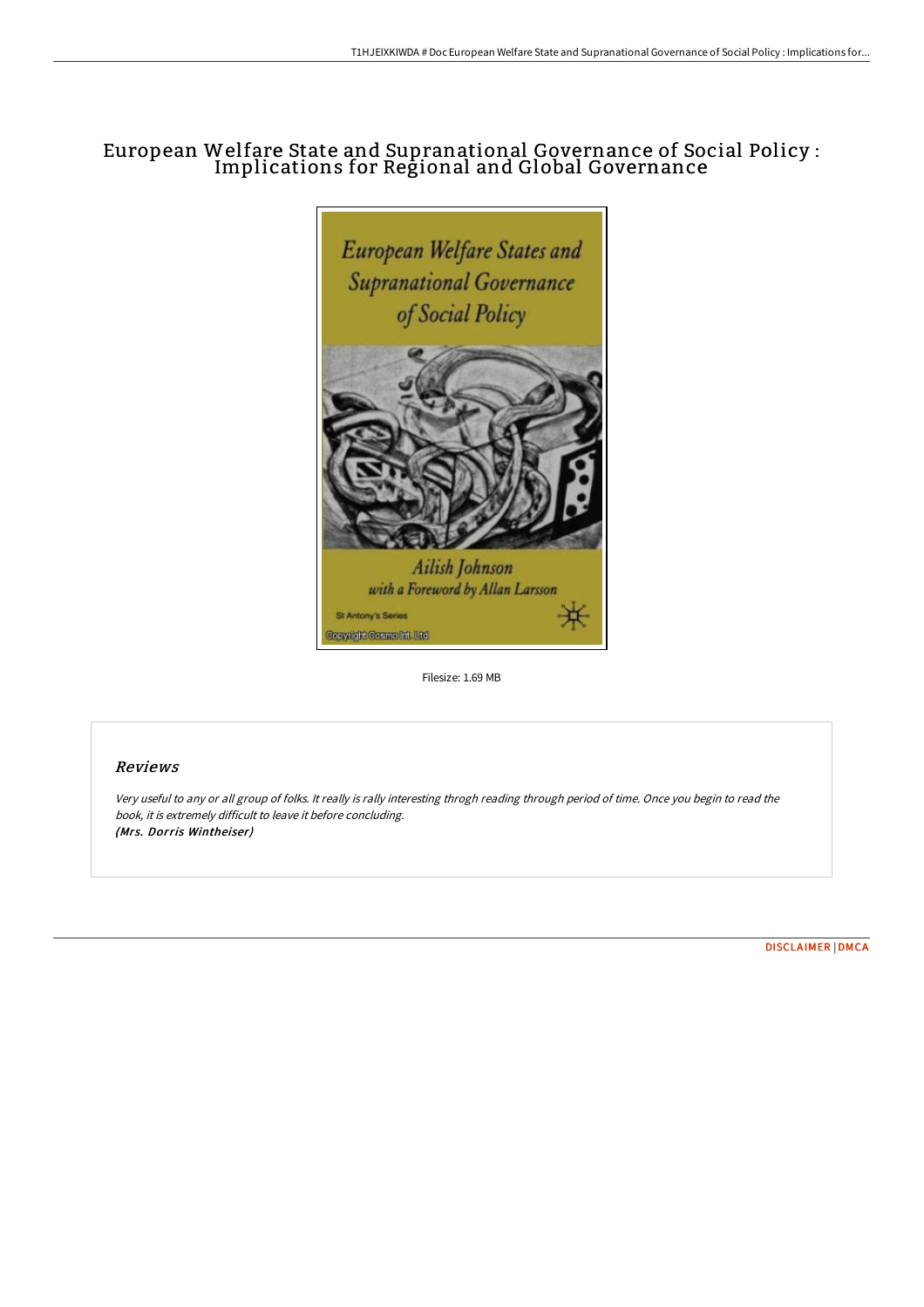# European Welfare State and Supranational Governance of Social Policy : Implications for Regional and Global Governance

Filesize: 1.69 MB

## Reviews

*Very useful to any or all group of folks. It really is rally interesting throgh reading through period of time. Once you begin to read the book, it is extremely difficult to leave it before concluding.*
***(Mrs. Dorris Wintheiser)***

DISCLAIMER | DMCA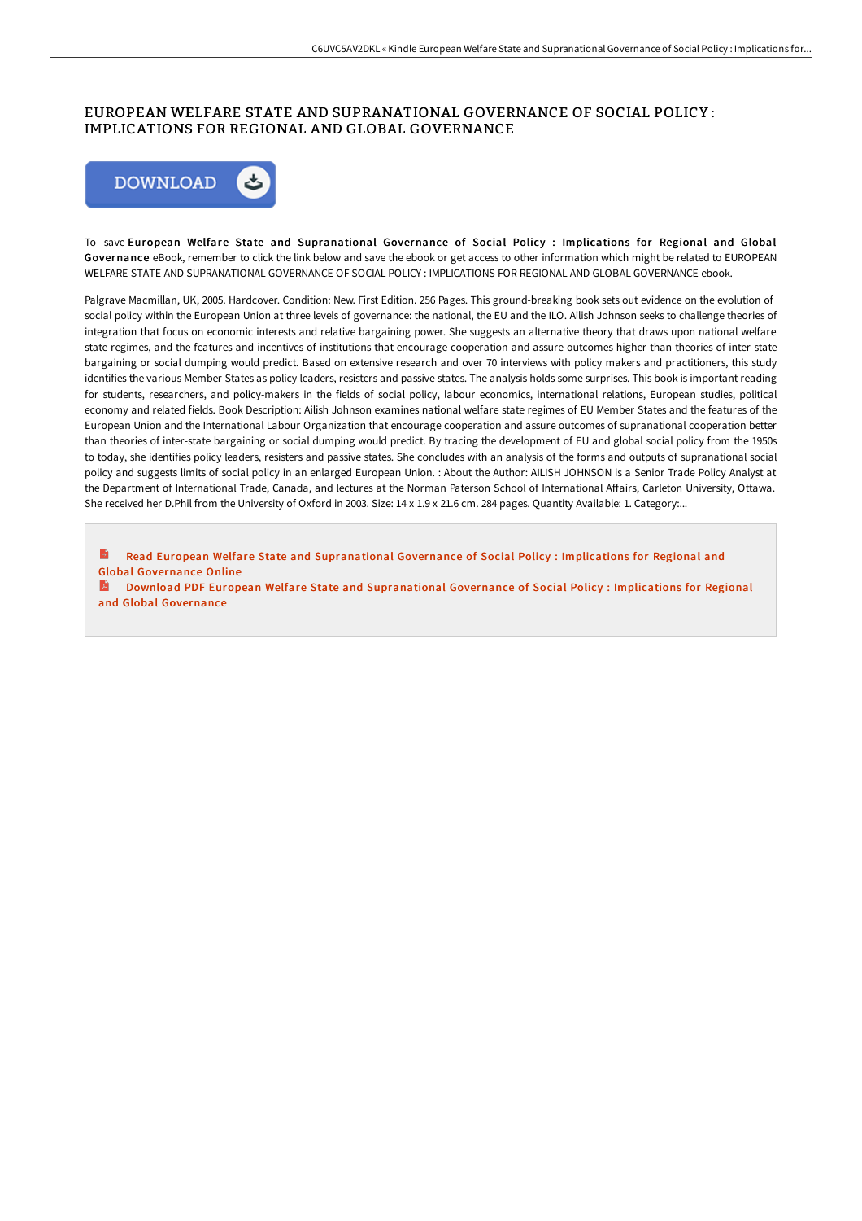# EUROPEAN WELFARE STATE AND SUPRANATIONAL GOVERNANCE OF SOCIAL POLICY : IMPLICATIONS FOR REGIONAL AND GLOBAL GOVERNANCE

DOWNLOAD

To save **European Welfare State and Supranational Governance of Social Policy : Implications for Regional and Global Governance** eBook, remember to click the link below and save the ebook or get access to other information which might be related to EUROPEAN WELFARE STATE AND SUPRANATIONAL GOVERNANCE OF SOCIAL POLICY : IMPLICATIONS FOR REGIONAL AND GLOBAL GOVERNANCE ebook.

Palgrave Macmillan, UK, 2005. Hardcover. Condition: New. First Edition. 256 Pages. This ground-breaking book sets out evidence on the evolution of social policy within the European Union at three levels of governance: the national, the EU and the ILO. Ailish Johnson seeks to challenge theories of integration that focus on economic interests and relative bargaining power. She suggests an alternative theory that draws upon national welfare state regimes, and the features and incentives of institutions that encourage cooperation and assure outcomes higher than theories of inter-state bargaining or social dumping would predict. Based on extensive research and over 70 interviews with policy makers and practitioners, this study identifies the various Member States as policy leaders, resisters and passive states. The analysis holds some surprises. This book is important reading for students, researchers, and policy-makers in the fields of social policy, labour economics, international relations, European studies, political economy and related fields. Book Description: Ailish Johnson examines national welfare state regimes of EU Member States and the features of the European Union and the International Labour Organization that encourage cooperation and assure outcomes of supranational cooperation better than theories of inter-state bargaining or social dumping would predict. By tracing the development of EU and global social policy from the 1950s to today, she identifies policy leaders, resisters and passive states. She concludes with an analysis of the forms and outputs of supranational social policy and suggests limits of social policy in an enlarged European Union. : About the Author: AILISH JOHNSON is a Senior Trade Policy Analyst at the Department of International Trade, Canada, and lectures at the Norman Paterson School of International Affairs, Carleton University, Ottawa. She received her D.Phil from the University of Oxford in 2003. Size: 14 x 1.9 x 21.6 cm. 284 pages. Quantity Available: 1. Category:...

- Read European Welfare State and Supranational Governance of Social Policy : Implications for Regional and Global Governance Online
- Download PDF European Welfare State and Supranational Governance of Social Policy : Implications for Regional and Global Governance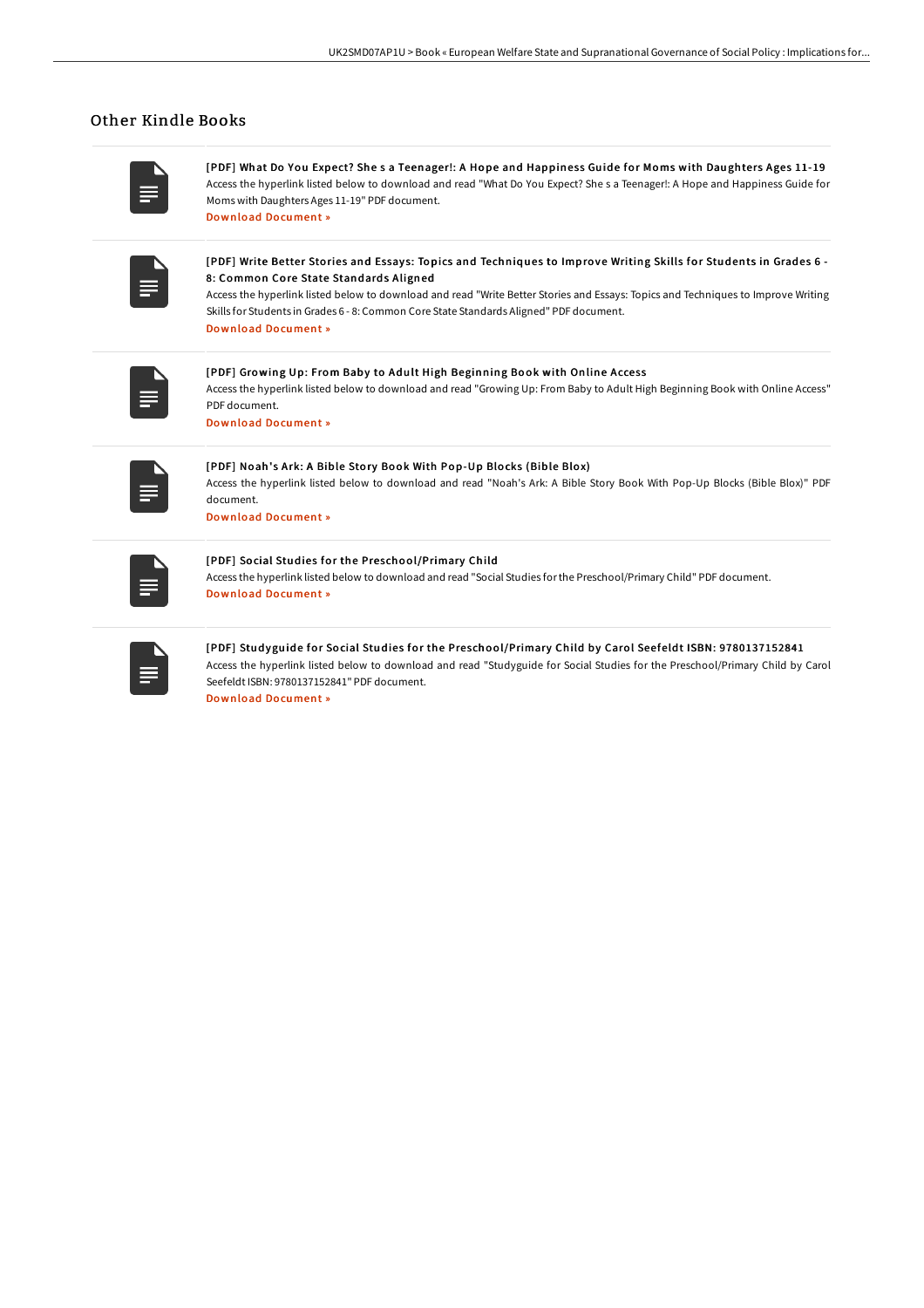## Other Kindle Books

[PDF] What Do You Expect? She s a Teenager!: A Hope and Happiness Guide for Moms with Daughters Ages 11-19
Access the hyperlink listed below to download and read "What Do You Expect? She s a Teenager!: A Hope and Happiness Guide for Moms with Daughters Ages 11-19" PDF document.
Download Document »

[PDF] Write Better Stories and Essays: Topics and Techniques to Improve Writing Skills for Students in Grades 6 - 8: Common Core State Standards Aligned
Access the hyperlink listed below to download and read "Write Better Stories and Essays: Topics and Techniques to Improve Writing Skills for Students in Grades 6 - 8: Common Core State Standards Aligned" PDF document.
Download Document »

[PDF] Growing Up: From Baby to Adult High Beginning Book with Online Access
Access the hyperlink listed below to download and read "Growing Up: From Baby to Adult High Beginning Book with Online Access" PDF document.
Download Document »

[PDF] Noah's Ark: A Bible Story Book With Pop-Up Blocks (Bible Blox)
Access the hyperlink listed below to download and read "Noah's Ark: A Bible Story Book With Pop-Up Blocks (Bible Blox)" PDF document.
Download Document »

[PDF] Social Studies for the Preschool/Primary Child
Access the hyperlink listed below to download and read "Social Studies for the Preschool/Primary Child" PDF document.
Download Document »

[PDF] Studyguide for Social Studies for the Preschool/Primary Child by Carol Seefeldt ISBN: 9780137152841
Access the hyperlink listed below to download and read "Studyguide for Social Studies for the Preschool/Primary Child by Carol Seefeldt ISBN: 9780137152841" PDF document.
Download Document »